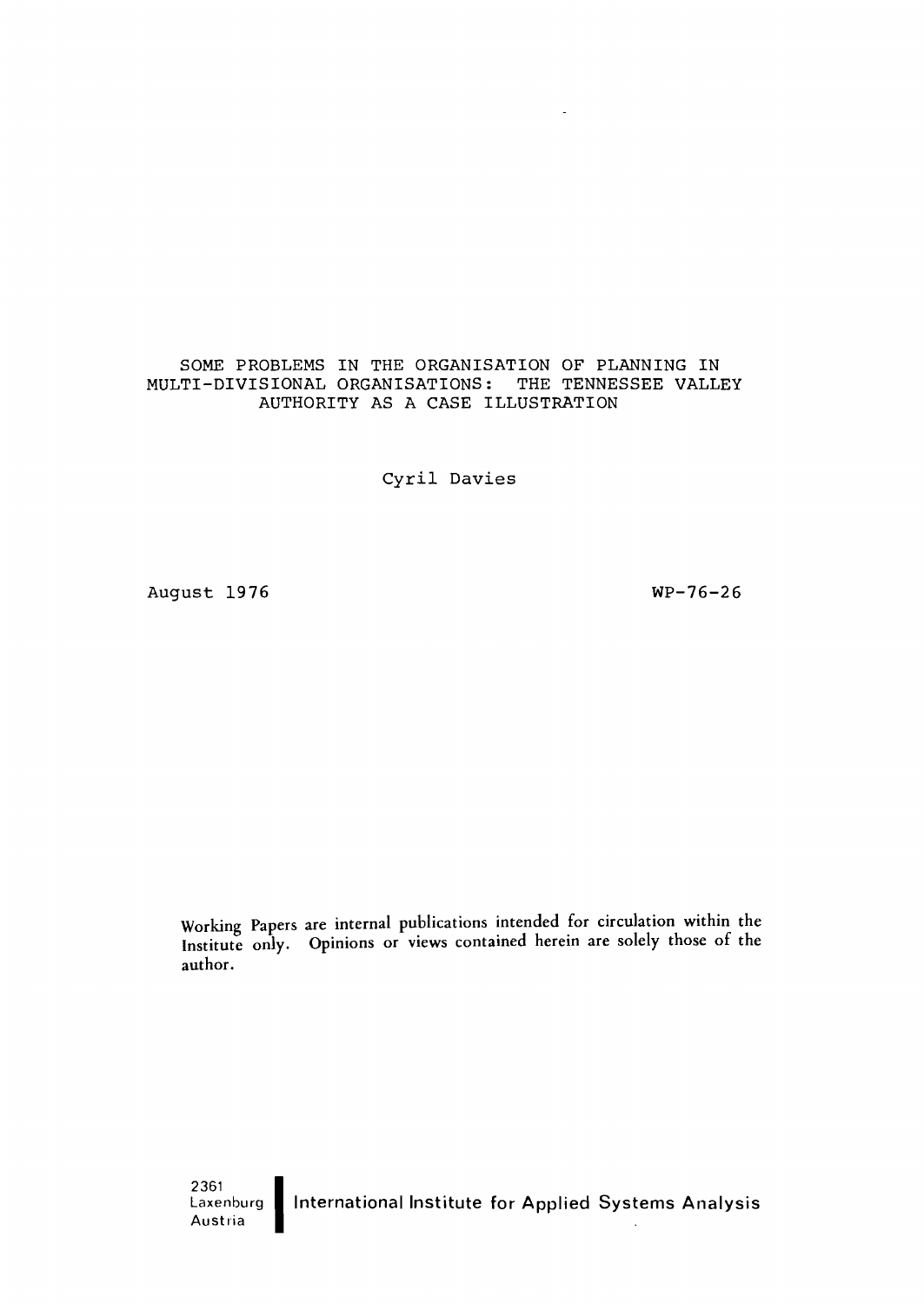# SOME PROBLEMS IN THE ORGANISATION OF PLANNING IN MULTI-DIVISIONAL ORGANISATIONS: THE TENNESSEE VALLEY AUTHORITY AS A CASE ILLUSTRATION

Cyril Davies

August 1976

WP-76-26

Working Papers are internal publications intended for circulation within the Institute only. Opinions or views contained herein are solely those of the author.

2361
Laxenburg
Austria

International Institute for Applied Systems Analysis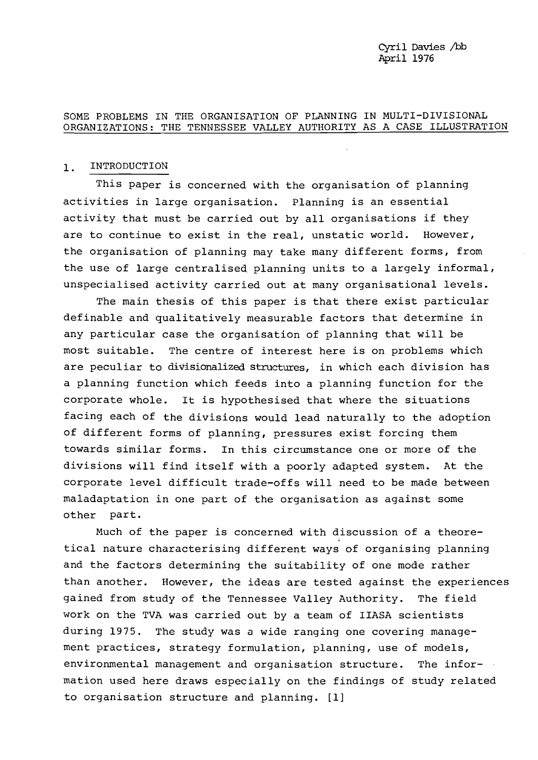Cyril Davies /bb
April 1976

## SOME PROBLEMS IN THE ORGANISATION OF PLANNING IN MULTI-DIVISIONAL ORGANIZATIONS: THE TENNESSEE VALLEY AUTHORITY AS A CASE ILLUSTRATION

### 1. INTRODUCTION

This paper is concerned with the organisation of planning activities in large organisation. Planning is an essential activity that must be carried out by all organisations if they are to continue to exist in the real, unstatic world. However, the organisation of planning may take many different forms, from the use of large centralised planning units to a largely informal, unspecialised activity carried out at many organisational levels.

The main thesis of this paper is that there exist particular definable and qualitatively measurable factors that determine in any particular case the organisation of planning that will be most suitable. The centre of interest here is on problems which are peculiar to divisionalized structures, in which each division has a planning function which feeds into a planning function for the corporate whole. It is hypothesised that where the situations facing each of the divisions would lead naturally to the adoption of different forms of planning, pressures exist forcing them towards similar forms. In this circumstance one or more of the divisions will find itself with a poorly adapted system. At the corporate level difficult trade-offs will need to be made between maladaptation in one part of the organisation as against some other part.

Much of the paper is concerned with discussion of a theoretical nature characterising different ways of organising planning and the factors determining the suitability of one mode rather than another. However, the ideas are tested against the experiences gained from study of the Tennessee Valley Authority. The field work on the TVA was carried out by a team of IIASA scientists during 1975. The study was a wide ranging one covering management practices, strategy formulation, planning, use of models, environmental management and organisation structure. The information used here draws especially on the findings of study related to organisation structure and planning. [1]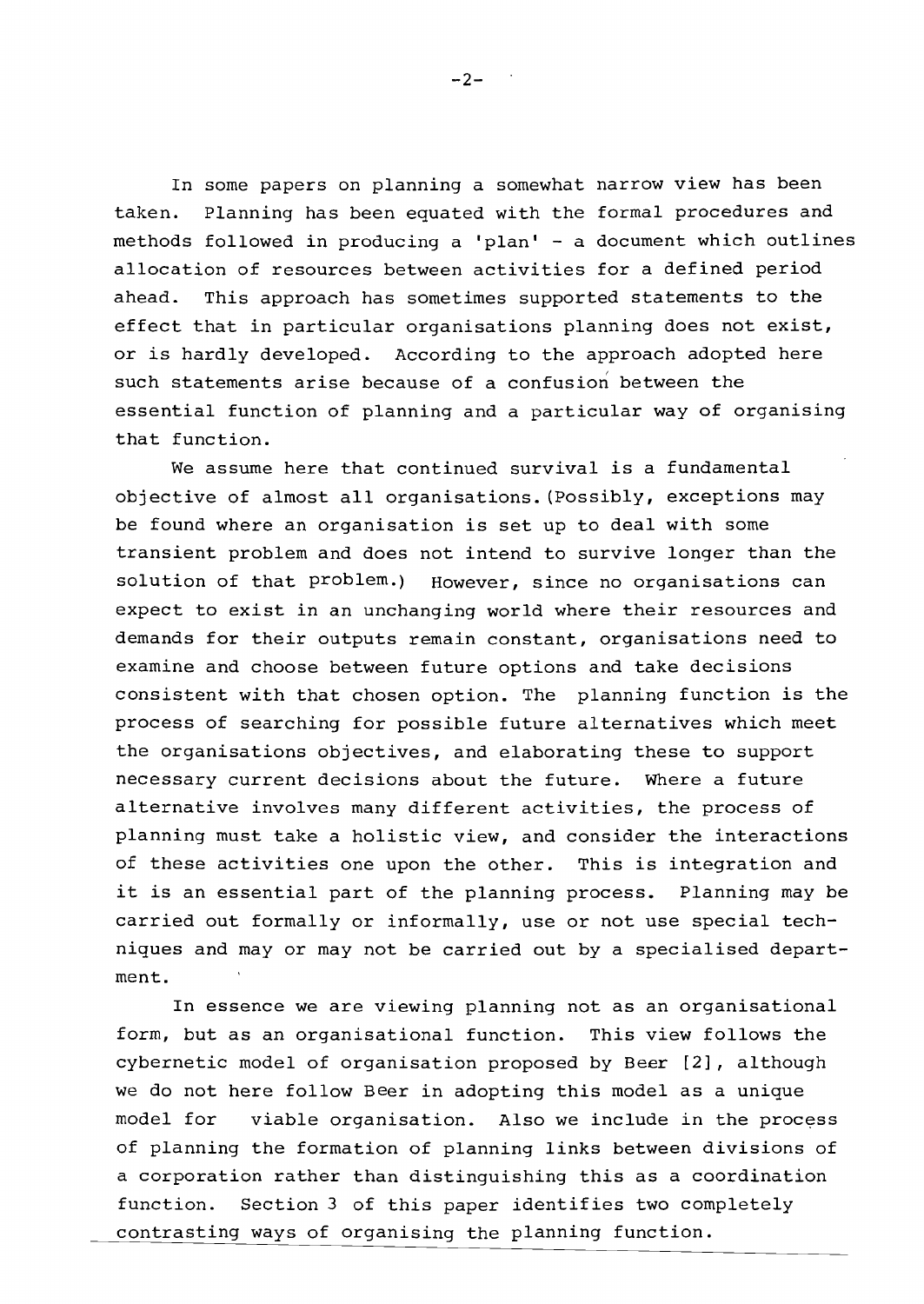In some papers on planning a somewhat narrow view has been taken. Planning has been equated with the formal procedures and methods followed in producing a 'plan' - a document which outlines allocation of resources between activities for a defined period ahead. This approach has sometimes supported statements to the effect that in particular organisations planning does not exist, or is hardly developed. According to the approach adopted here such statements arise because of a confusion between the essential function of planning and a particular way of organising that function.

We assume here that continued survival is a fundamental objective of almost all organisations. (Possibly, exceptions may be found where an organisation is set up to deal with some transient problem and does not intend to survive longer than the solution of that problem.) However, since no organisations can expect to exist in an unchanging world where their resources and demands for their outputs remain constant, organisations need to examine and choose between future options and take decisions consistent with that chosen option. The planning function is the process of searching for possible future alternatives which meet the organisations objectives, and elaborating these to support necessary current decisions about the future. Where a future alternative involves many different activities, the process of planning must take a holistic view, and consider the interactions of these activities one upon the other. This is integration and it is an essential part of the planning process. Planning may be carried out formally or informally, use or not use special techniques and may or may not be carried out by a specialised department.

In essence we are viewing planning not as an organisational form, but as an organisational function. This view follows the cybernetic model of organisation proposed by Beer [2], although we do not here follow Beer in adopting this model as a unique model for viable organisation. Also we include in the process of planning the formation of planning links between divisions of a corporation rather than distinguishing this as a coordination function. Section 3 of this paper identifies two completely contrasting ways of organising the planning function.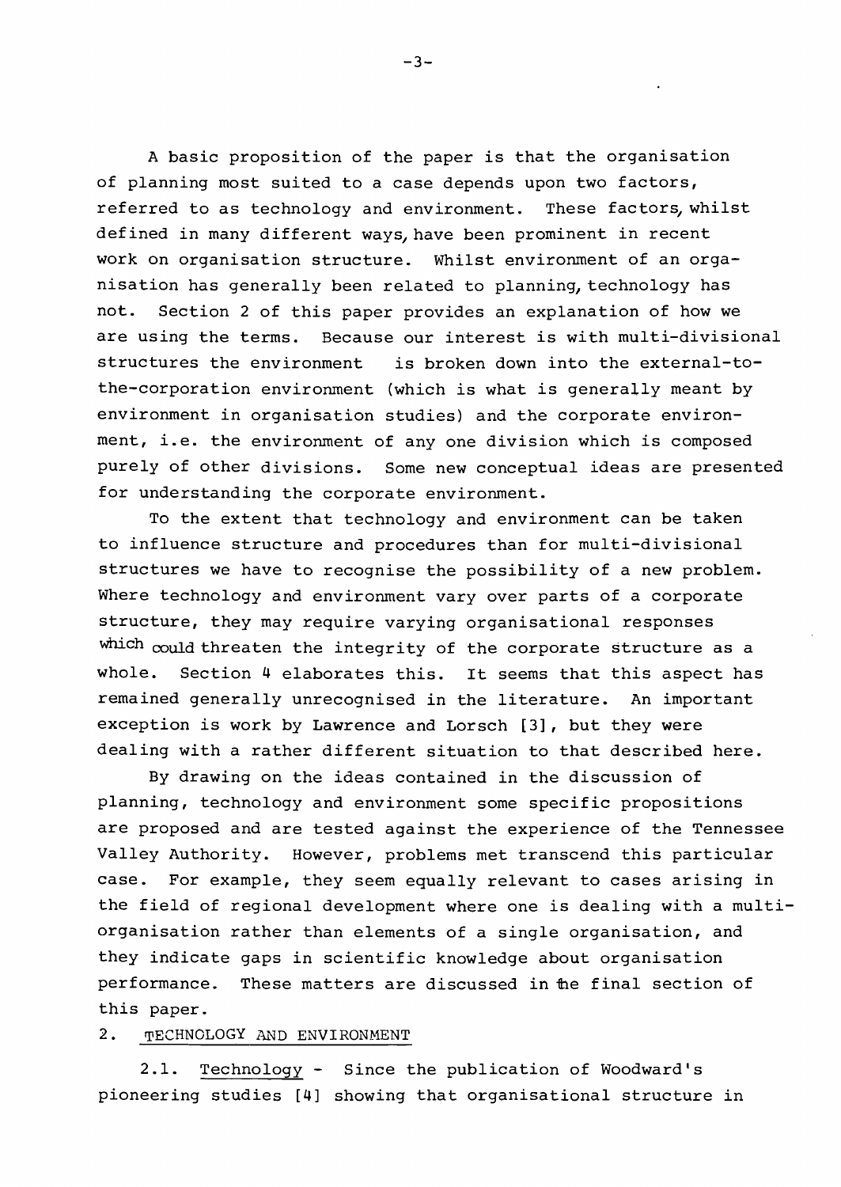A basic proposition of the paper is that the organisation of planning most suited to a case depends upon two factors, referred to as technology and environment. These factors, whilst defined in many different ways, have been prominent in recent work on organisation structure. Whilst environment of an organisation has generally been related to planning, technology has not. Section 2 of this paper provides an explanation of how we are using the terms. Because our interest is with multi-divisional structures the environment is broken down into the external-to-the-corporation environment (which is what is generally meant by environment in organisation studies) and the corporate environment, i.e. the environment of any one division which is composed purely of other divisions. Some new conceptual ideas are presented for understanding the corporate environment.

To the extent that technology and environment can be taken to influence structure and procedures than for multi-divisional structures we have to recognise the possibility of a new problem. Where technology and environment vary over parts of a corporate structure, they may require varying organisational responses which could threaten the integrity of the corporate structure as a whole. Section 4 elaborates this. It seems that this aspect has remained generally unrecognised in the literature. An important exception is work by Lawrence and Lorsch [3], but they were dealing with a rather different situation to that described here.

By drawing on the ideas contained in the discussion of planning, technology and environment some specific propositions are proposed and are tested against the experience of the Tennessee Valley Authority. However, problems met transcend this particular case. For example, they seem equally relevant to cases arising in the field of regional development where one is dealing with a multi-organisation rather than elements of a single organisation, and they indicate gaps in scientific knowledge about organisation performance. These matters are discussed in the final section of this paper.

## 2. TECHNOLOGY AND ENVIRONMENT

2.1. Technology - Since the publication of Woodward's pioneering studies [4] showing that organisational structure in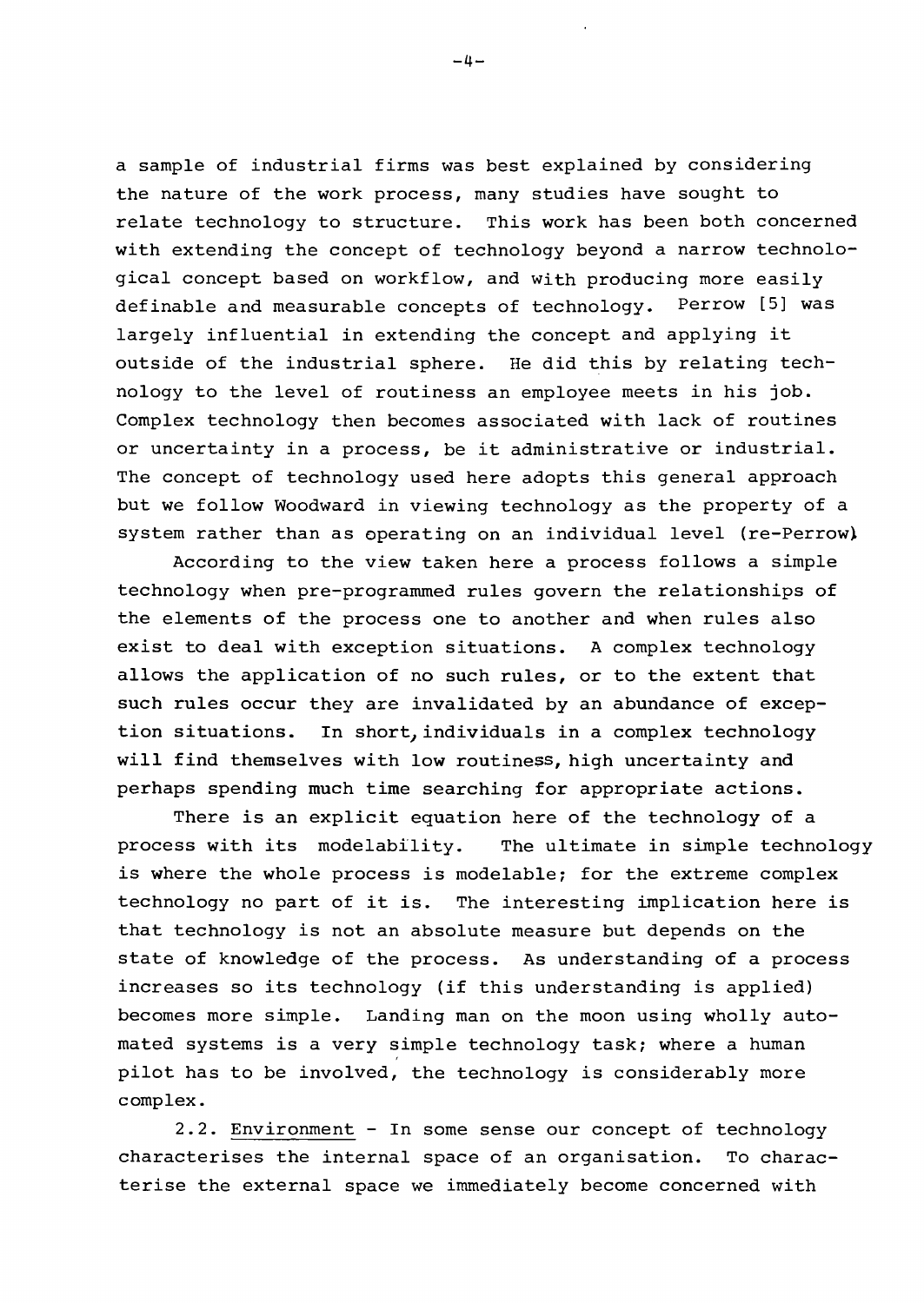a sample of industrial firms was best explained by considering the nature of the work process, many studies have sought to relate technology to structure. This work has been both concerned with extending the concept of technology beyond a narrow technological concept based on workflow, and with producing more easily definable and measurable concepts of technology. Perrow [5] was largely influential in extending the concept and applying it outside of the industrial sphere. He did this by relating technology to the level of routiness an employee meets in his job. Complex technology then becomes associated with lack of routines or uncertainty in a process, be it administrative or industrial. The concept of technology used here adopts this general approach but we follow Woodward in viewing technology as the property of a system rather than as operating on an individual level (re-Perrow).

According to the view taken here a process follows a simple technology when pre-programmed rules govern the relationships of the elements of the process one to another and when rules also exist to deal with exception situations. A complex technology allows the application of no such rules, or to the extent that such rules occur they are invalidated by an abundance of exception situations. In short, individuals in a complex technology will find themselves with low routiness, high uncertainty and perhaps spending much time searching for appropriate actions.

There is an explicit equation here of the technology of a process with its modelability. The ultimate in simple technology is where the whole process is modelable; for the extreme complex technology no part of it is. The interesting implication here is that technology is not an absolute measure but depends on the state of knowledge of the process. As understanding of a process increases so its technology (if this understanding is applied) becomes more simple. Landing man on the moon using wholly automated systems is a very simple technology task; where a human pilot has to be involved, the technology is considerably more complex.

2.2. <u>Environment</u> - In some sense our concept of technology characterises the internal space of an organisation. To characterise the external space we immediately become concerned with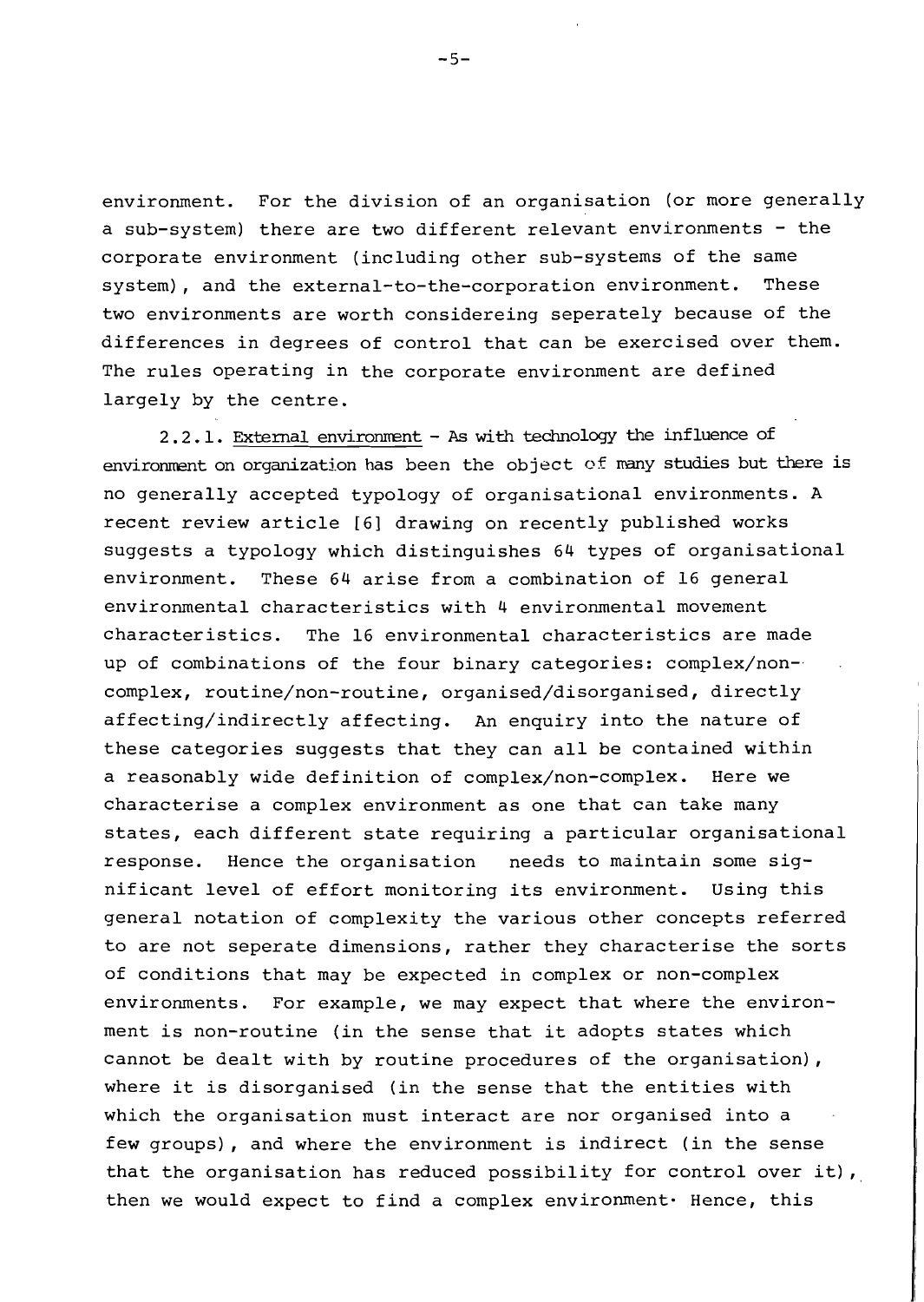environment. For the division of an organisation (or more generally a sub-system) there are two different relevant environments - the corporate environment (including other sub-systems of the same system), and the external-to-the-corporation environment. These two environments are worth considereing seperately because of the differences in degrees of control that can be exercised over them. The rules operating in the corporate environment are defined largely by the centre.

2.2.1. External environment - As with technology the influence of environment on organization has been the object of many studies but there is no generally accepted typology of organisational environments. A recent review article [6] drawing on recently published works suggests a typology which distinguishes 64 types of organisational environment. These 64 arise from a combination of 16 general environmental characteristics with 4 environmental movement characteristics. The 16 environmental characteristics are made up of combinations of the four binary categories: complex/non-complex, routine/non-routine, organised/disorganised, directly affecting/indirectly affecting. An enquiry into the nature of these categories suggests that they can all be contained within a reasonably wide definition of complex/non-complex. Here we characterise a complex environment as one that can take many states, each different state requiring a particular organisational response. Hence the organisation needs to maintain some significant level of effort monitoring its environment. Using this general notation of complexity the various other concepts referred to are not seperate dimensions, rather they characterise the sorts of conditions that may be expected in complex or non-complex environments. For example, we may expect that where the environment is non-routine (in the sense that it adopts states which cannot be dealt with by routine procedures of the organisation), where it is disorganised (in the sense that the entities with which the organisation must interact are nor organised into a few groups), and where the environment is indirect (in the sense that the organisation has reduced possibility for control over it), then we would expect to find a complex environment. Hence, this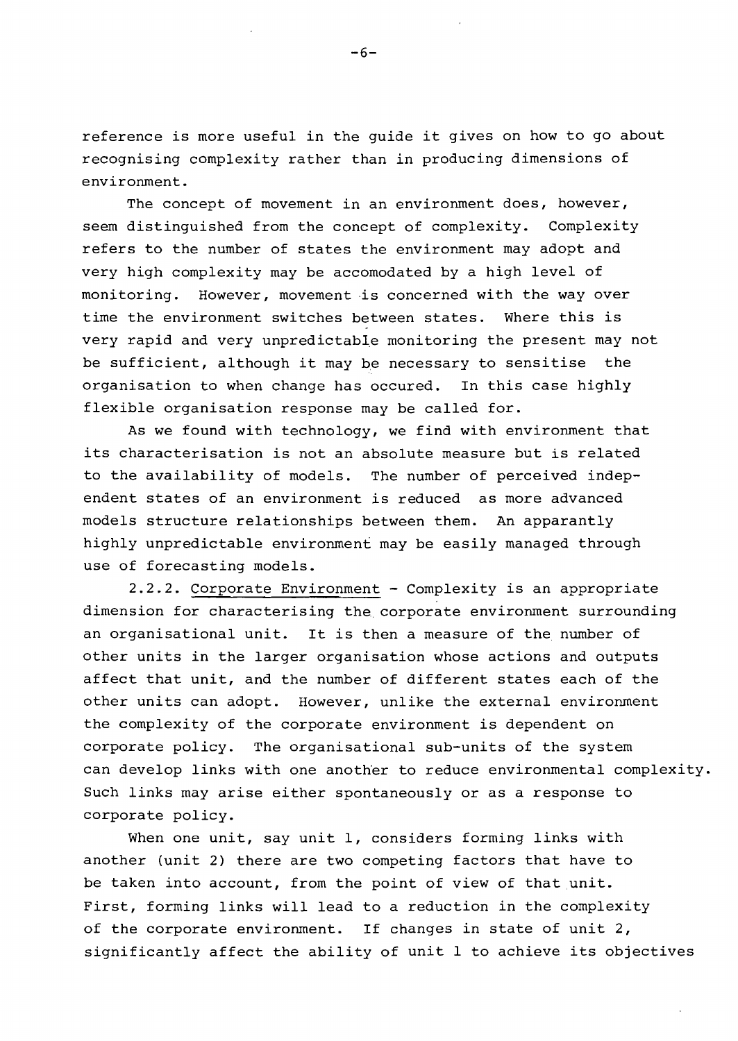reference is more useful in the guide it gives on how to go about recognising complexity rather than in producing dimensions of environment.

The concept of movement in an environment does, however, seem distinguished from the concept of complexity. Complexity refers to the number of states the environment may adopt and very high complexity may be accomodated by a high level of monitoring. However, movement is concerned with the way over time the environment switches between states. Where this is very rapid and very unpredictable monitoring the present may not be sufficient, although it may be necessary to sensitise the organisation to when change has occured. In this case highly flexible organisation response may be called for.

As we found with technology, we find with environment that its characterisation is not an absolute measure but is related to the availability of models. The number of perceived independent states of an environment is reduced as more advanced models structure relationships between them. An apparantly highly unpredictable environment may be easily managed through use of forecasting models.

2.2.2. <u>Corporate Environment</u> - Complexity is an appropriate dimension for characterising the corporate environment surrounding an organisational unit. It is then a measure of the number of other units in the larger organisation whose actions and outputs affect that unit, and the number of different states each of the other units can adopt. However, unlike the external environment the complexity of the corporate environment is dependent on corporate policy. The organisational sub-units of the system can develop links with one another to reduce environmental complexity. Such links may arise either spontaneously or as a response to corporate policy.

When one unit, say unit 1, considers forming links with another (unit 2) there are two competing factors that have to be taken into account, from the point of view of that unit. First, forming links will lead to a reduction in the complexity of the corporate environment. If changes in state of unit 2, significantly affect the ability of unit 1 to achieve its objectives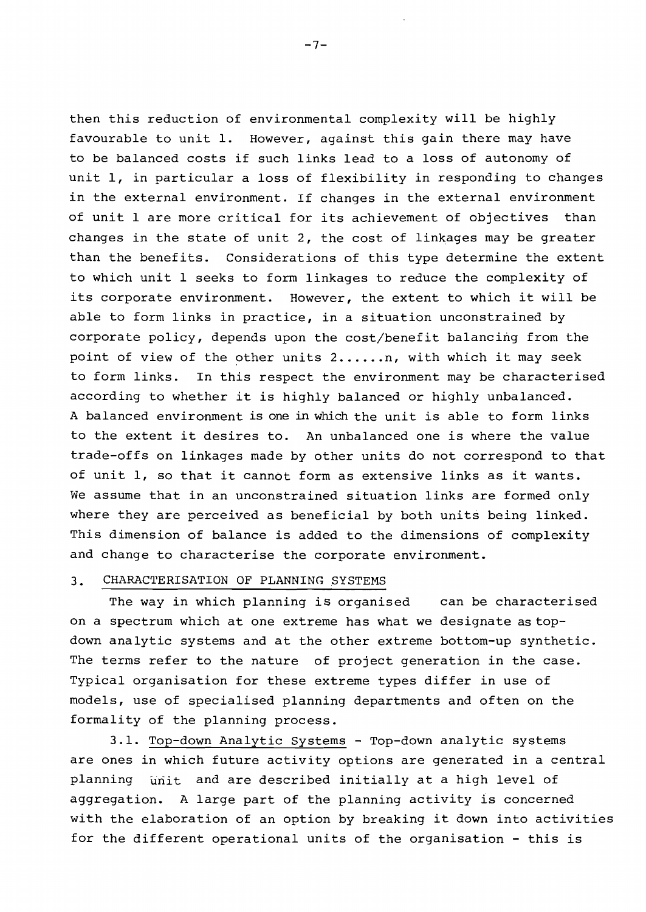then this reduction of environmental complexity will be highly favourable to unit 1. However, against this gain there may have to be balanced costs if such links lead to a loss of autonomy of unit 1, in particular a loss of flexibility in responding to changes in the external environment. If changes in the external environment of unit 1 are more critical for its achievement of objectives than changes in the state of unit 2, the cost of linkages may be greater than the benefits. Considerations of this type determine the extent to which unit 1 seeks to form linkages to reduce the complexity of its corporate environment. However, the extent to which it will be able to form links in practice, in a situation unconstrained by corporate policy, depends upon the cost/benefit balancing from the point of view of the other units 2......n, with which it may seek to form links. In this respect the environment may be characterised according to whether it is highly balanced or highly unbalanced. A balanced environment is one in which the unit is able to form links to the extent it desires to. An unbalanced one is where the value trade-offs on linkages made by other units do not correspond to that of unit 1, so that it cannot form as extensive links as it wants. We assume that in an unconstrained situation links are formed only where they are perceived as beneficial by both units being linked. This dimension of balance is added to the dimensions of complexity and change to characterise the corporate environment.

## 3. CHARACTERISATION OF PLANNING SYSTEMS

The way in which planning is organised can be characterised on a spectrum which at one extreme has what we designate as top-down analytic systems and at the other extreme bottom-up synthetic. The terms refer to the nature of project generation in the case. Typical organisation for these extreme types differ in use of models, use of specialised planning departments and often on the formality of the planning process.

3.1. Top-down Analytic Systems - Top-down analytic systems are ones in which future activity options are generated in a central planning unit and are described initially at a high level of aggregation. A large part of the planning activity is concerned with the elaboration of an option by breaking it down into activities for the different operational units of the organisation - this is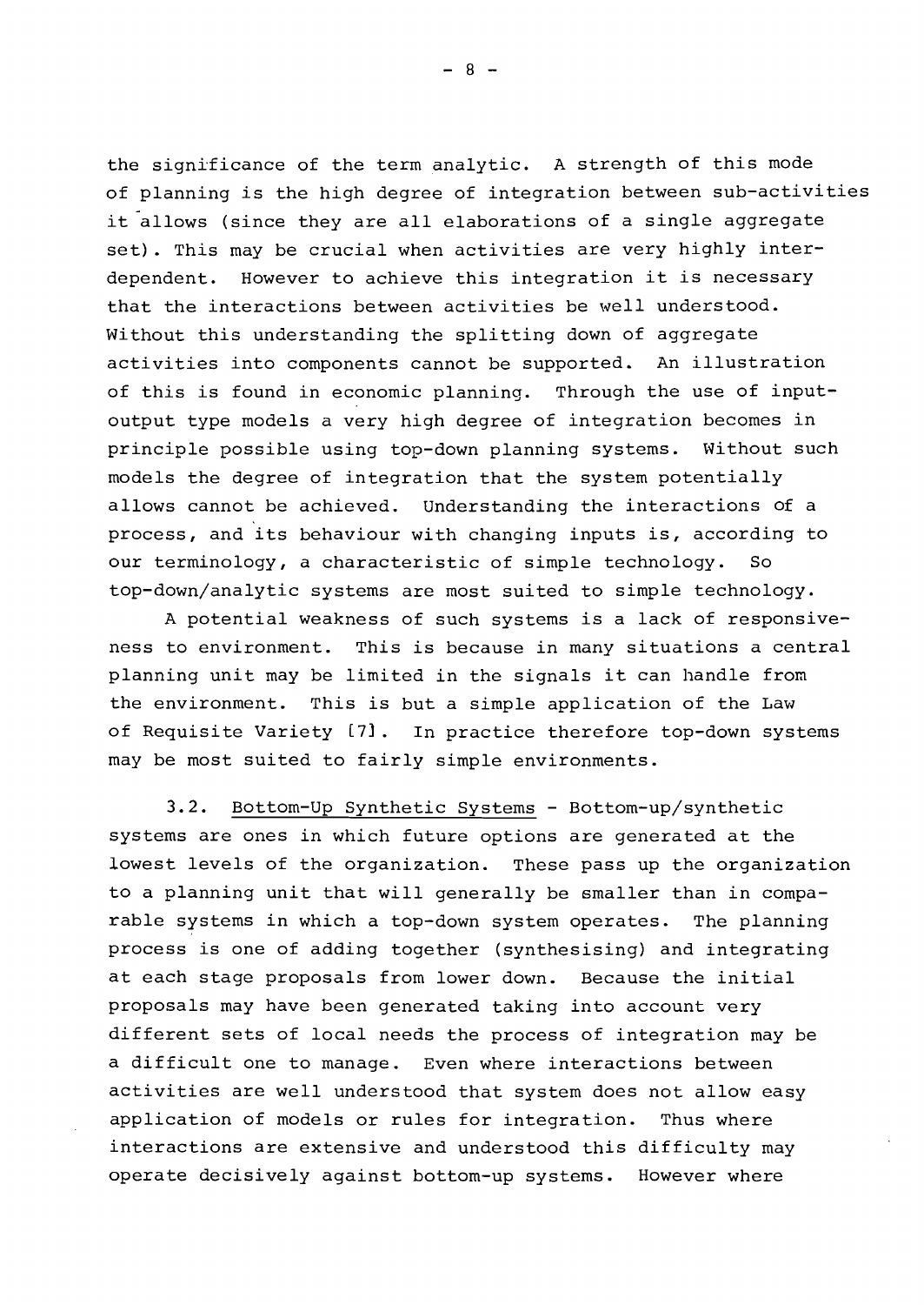the significance of the term analytic. A strength of this mode of planning is the high degree of integration between sub-activities it allows (since they are all elaborations of a single aggregate set). This may be crucial when activities are very highly interdependent. However to achieve this integration it is necessary that the interactions between activities be well understood. Without this understanding the splitting down of aggregate activities into components cannot be supported. An illustration of this is found in economic planning. Through the use of input-output type models a very high degree of integration becomes in principle possible using top-down planning systems. Without such models the degree of integration that the system potentially allows cannot be achieved. Understanding the interactions of a process, and its behaviour with changing inputs is, according to our terminology, a characteristic of simple technology. So top-down/analytic systems are most suited to simple technology.

A potential weakness of such systems is a lack of responsiveness to environment. This is because in many situations a central planning unit may be limited in the signals it can handle from the environment. This is but a simple application of the Law of Requisite Variety [7]. In practice therefore top-down systems may be most suited to fairly simple environments.

3.2. <u>Bottom-Up Synthetic Systems</u> - Bottom-up/synthetic systems are ones in which future options are generated at the lowest levels of the organization. These pass up the organization to a planning unit that will generally be smaller than in comparable systems in which a top-down system operates. The planning process is one of adding together (synthesising) and integrating at each stage proposals from lower down. Because the initial proposals may have been generated taking into account very different sets of local needs the process of integration may be a difficult one to manage. Even where interactions between activities are well understood that system does not allow easy application of models or rules for integration. Thus where interactions are extensive and understood this difficulty may operate decisively against bottom-up systems. However where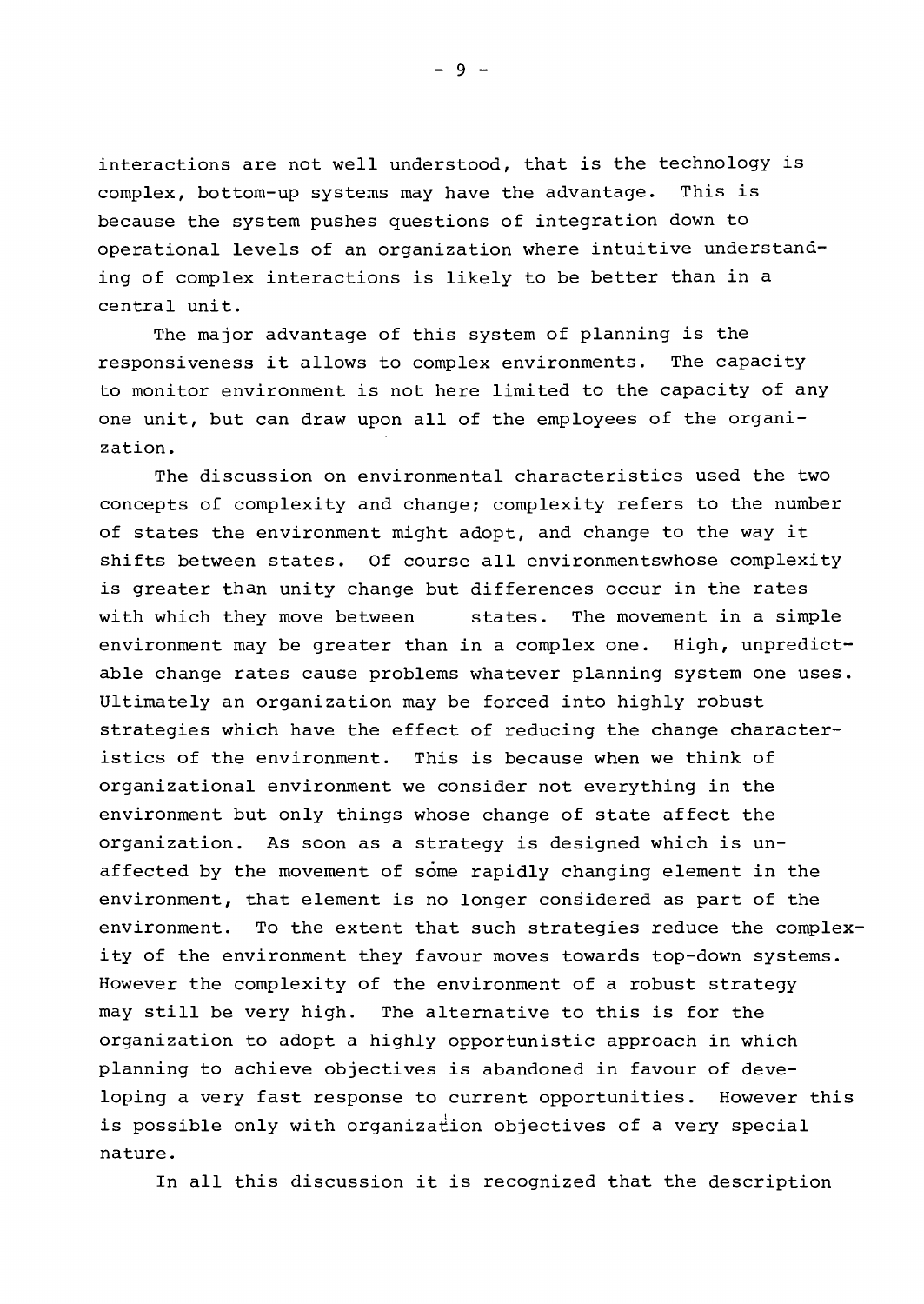interactions are not well understood, that is the technology is complex, bottom-up systems may have the advantage. This is because the system pushes questions of integration down to operational levels of an organization where intuitive understanding of complex interactions is likely to be better than in a central unit.

The major advantage of this system of planning is the responsiveness it allows to complex environments. The capacity to monitor environment is not here limited to the capacity of any one unit, but can draw upon all of the employees of the organization.

The discussion on environmental characteristics used the two concepts of complexity and change; complexity refers to the number of states the environment might adopt, and change to the way it shifts between states. Of course all environmentswhose complexity is greater than unity change but differences occur in the rates with which they move between states. The movement in a simple environment may be greater than in a complex one. High, unpredictable change rates cause problems whatever planning system one uses. Ultimately an organization may be forced into highly robust strategies which have the effect of reducing the change characteristics of the environment. This is because when we think of organizational environment we consider not everything in the environment but only things whose change of state affect the organization. As soon as a strategy is designed which is unaffected by the movement of some rapidly changing element in the environment, that element is no longer considered as part of the environment. To the extent that such strategies reduce the complexity of the environment they favour moves towards top-down systems. However the complexity of the environment of a robust strategy may still be very high. The alternative to this is for the organization to adopt a highly opportunistic approach in which planning to achieve objectives is abandoned in favour of developing a very fast response to current opportunities. However this is possible only with organization objectives of a very special nature.

In all this discussion it is recognized that the description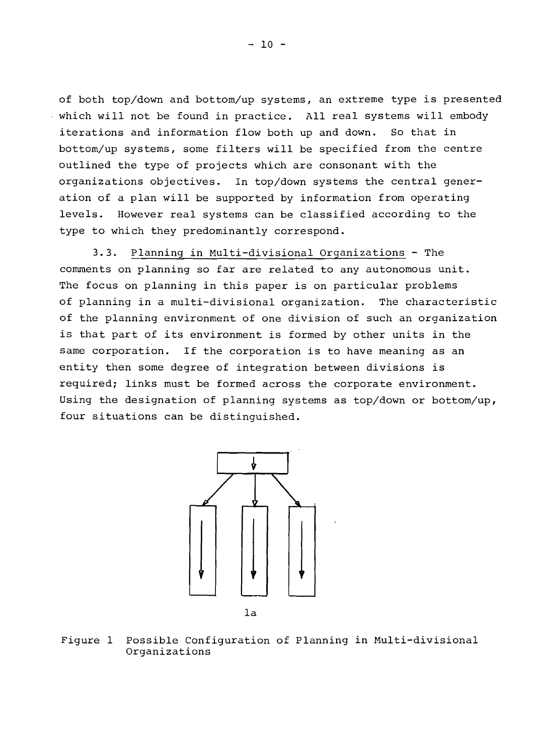of both top/down and bottom/up systems, an extreme type is presented which will not be found in practice. All real systems will embody iterations and information flow both up and down. So that in bottom/up systems, some filters will be specified from the centre outlined the type of projects which are consonant with the organizations objectives. In top/down systems the central generation of a plan will be supported by information from operating levels. However real systems can be classified according to the type to which they predominantly correspond.

3.3. <u>Planning in Multi-divisional Organizations</u> - The comments on planning so far are related to any autonomous unit. The focus on planning in this paper is on particular problems of planning in a multi-divisional organization. The characteristic of the planning environment of one division of such an organization is that part of its environment is formed by other units in the same corporation. If the corporation is to have meaning as an entity then some degree of integration between divisions is required; links must be formed across the corporate environment. Using the designation of planning systems as top/down or bottom/up, four situations can be distinguished.

1a

Figure 1 Possible Configuration of Planning in Multi-divisional Organizations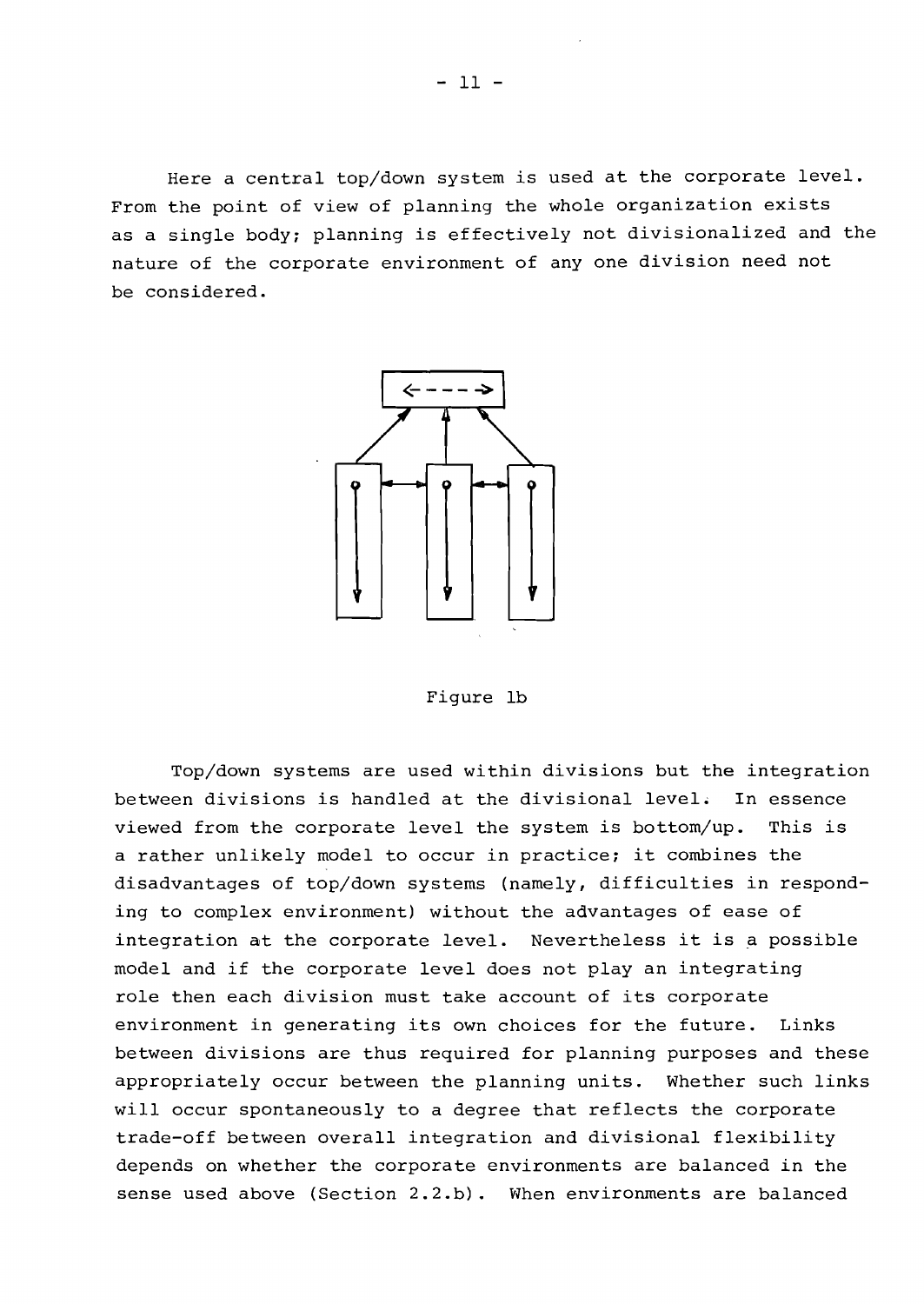Here a central top/down system is used at the corporate level. From the point of view of planning the whole organization exists as a single body; planning is effectively not divisionalized and the nature of the corporate environment of any one division need not be considered.

Figure 1b

Top/down systems are used within divisions but the integration between divisions is handled at the divisional level. In essence viewed from the corporate level the system is bottom/up. This is a rather unlikely model to occur in practice; it combines the disadvantages of top/down systems (namely, difficulties in responding to complex environment) without the advantages of ease of integration at the corporate level. Nevertheless it is a possible model and if the corporate level does not play an integrating role then each division must take account of its corporate environment in generating its own choices for the future. Links between divisions are thus required for planning purposes and these appropriately occur between the planning units. Whether such links will occur spontaneously to a degree that reflects the corporate trade-off between overall integration and divisional flexibility depends on whether the corporate environments are balanced in the sense used above (Section 2.2.b). When environments are balanced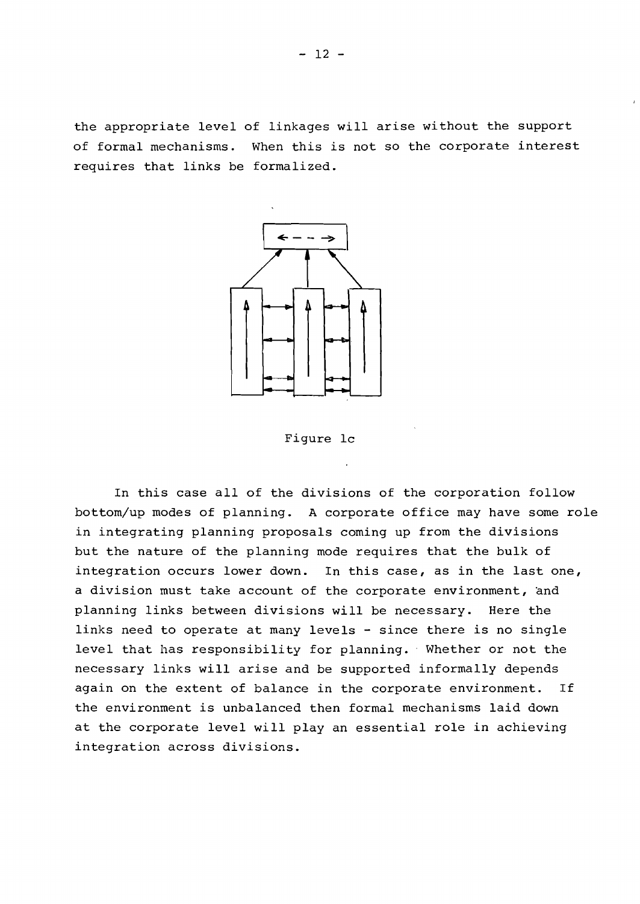the appropriate level of linkages will arise without the support of formal mechanisms. When this is not so the corporate interest requires that links be formalized.

Figure 1c

In this case all of the divisions of the corporation follow bottom/up modes of planning. A corporate office may have some role in integrating planning proposals coming up from the divisions but the nature of the planning mode requires that the bulk of integration occurs lower down. In this case, as in the last one, a division must take account of the corporate environment, and planning links between divisions will be necessary. Here the links need to operate at many levels - since there is no single level that has responsibility for planning. Whether or not the necessary links will arise and be supported informally depends again on the extent of balance in the corporate environment. If the environment is unbalanced then formal mechanisms laid down at the corporate level will play an essential role in achieving integration across divisions.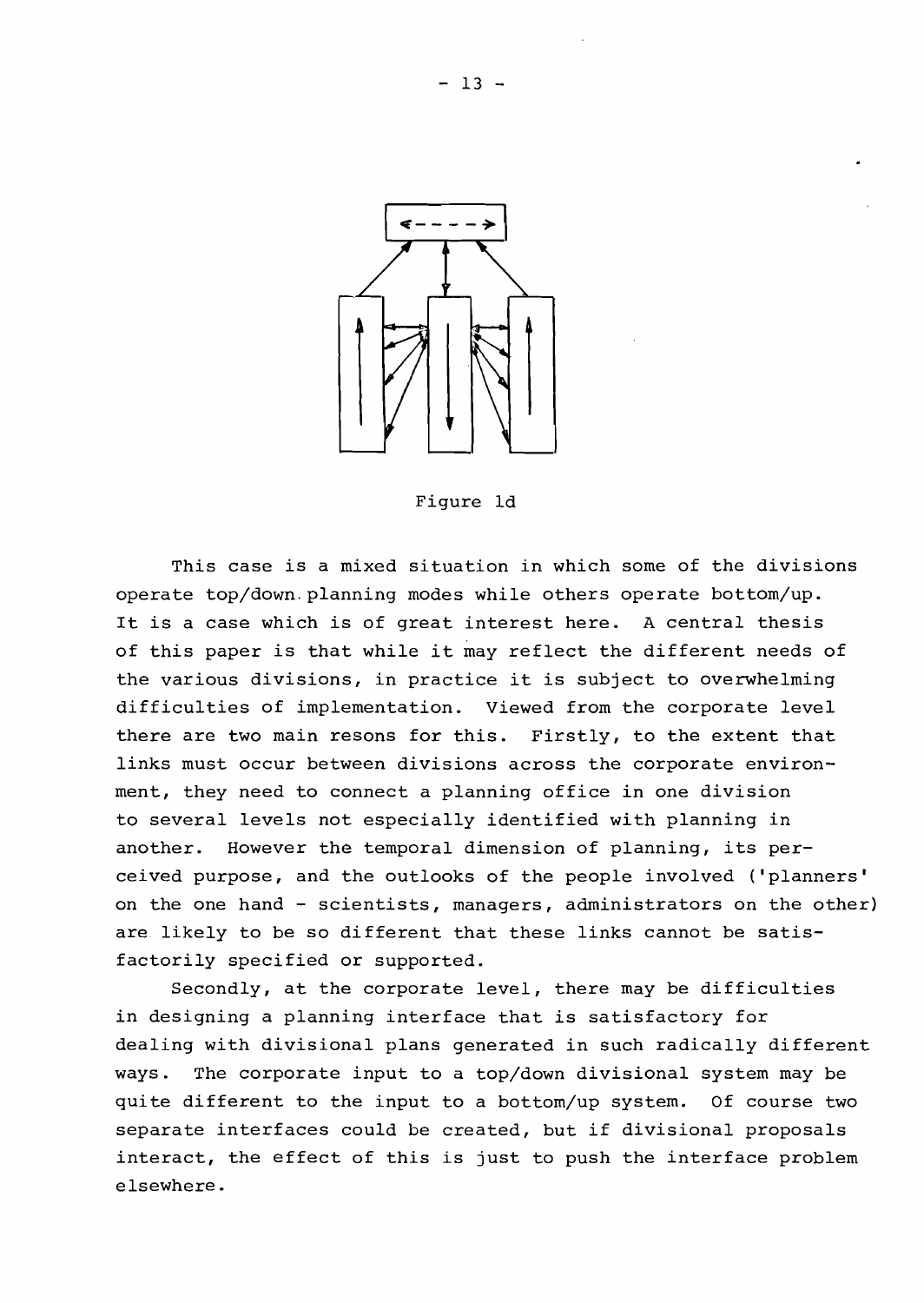Figure 1d

This case is a mixed situation in which some of the divisions operate top/down planning modes while others operate bottom/up. It is a case which is of great interest here. A central thesis of this paper is that while it may reflect the different needs of the various divisions, in practice it is subject to overwhelming difficulties of implementation. Viewed from the corporate level there are two main resons for this. Firstly, to the extent that links must occur between divisions across the corporate environment, they need to connect a planning office in one division to several levels not especially identified with planning in another. However the temporal dimension of planning, its perceived purpose, and the outlooks of the people involved ('planners' on the one hand - scientists, managers, administrators on the other) are likely to be so different that these links cannot be satisfactorily specified or supported.

Secondly, at the corporate level, there may be difficulties in designing a planning interface that is satisfactory for dealing with divisional plans generated in such radically different ways. The corporate input to a top/down divisional system may be quite different to the input to a bottom/up system. Of course two separate interfaces could be created, but if divisional proposals interact, the effect of this is just to push the interface problem elsewhere.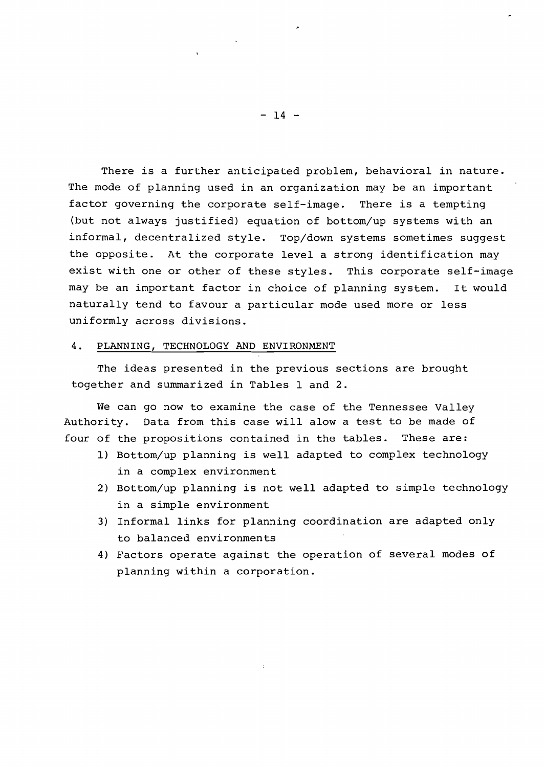There is a further anticipated problem, behavioral in nature. The mode of planning used in an organization may be an important factor governing the corporate self-image. There is a tempting (but not always justified) equation of bottom/up systems with an informal, decentralized style. Top/down systems sometimes suggest the opposite. At the corporate level a strong identification may exist with one or other of these styles. This corporate self-image may be an important factor in choice of planning system. It would naturally tend to favour a particular mode used more or less uniformly across divisions.

## 4. PLANNING, TECHNOLOGY AND ENVIRONMENT

The ideas presented in the previous sections are brought together and summarized in Tables 1 and 2.

We can go now to examine the case of the Tennessee Valley Authority. Data from this case will alow a test to be made of four of the propositions contained in the tables. These are:

1) Bottom/up planning is well adapted to complex technology in a complex environment
2) Bottom/up planning is not well adapted to simple technology in a simple environment
3) Informal links for planning coordination are adapted only to balanced environments
4) Factors operate against the operation of several modes of planning within a corporation.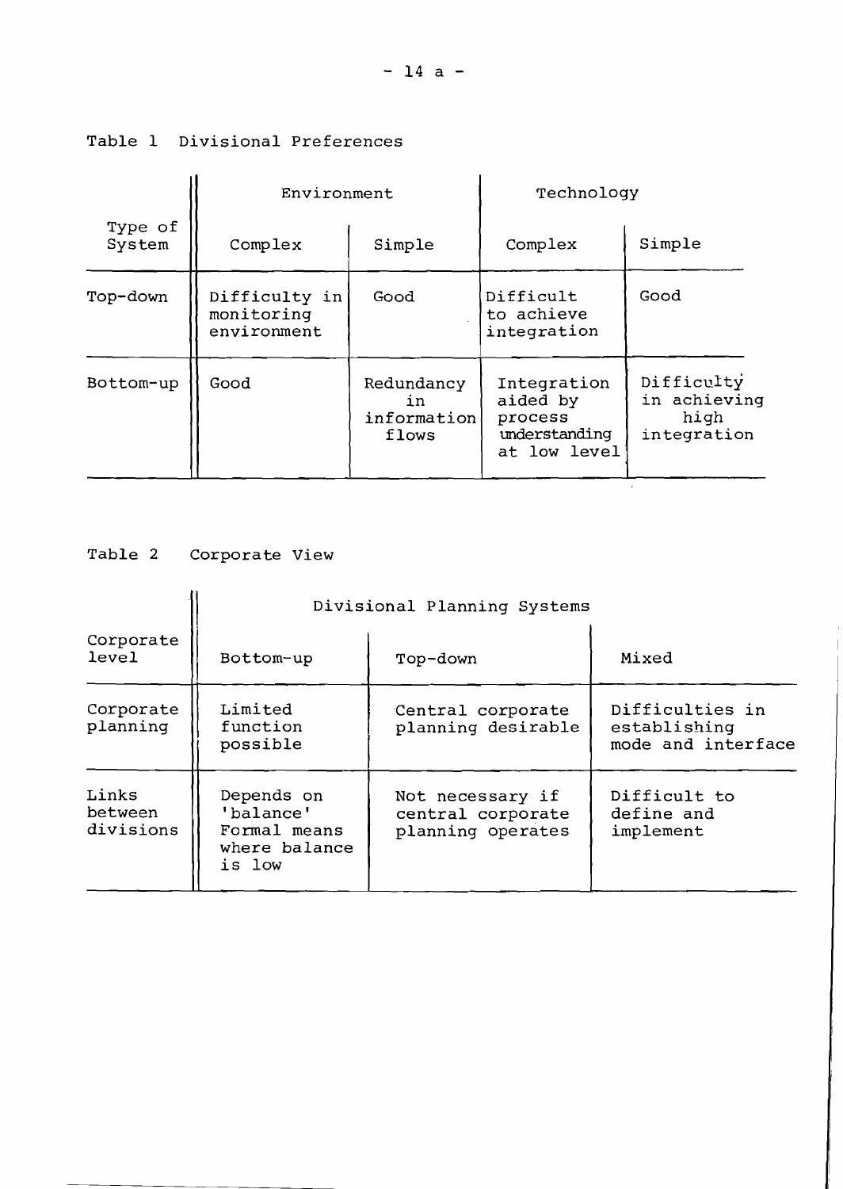Table 1 Divisional Preferences

| Type of System | Environment | | Technology | |
|---|---|---|---|---|
| | Complex | Simple | Complex | Simple |
| Top-down | Difficulty in monitoring environment | Good | Difficult to achieve integration | Good |
| Bottom-up | Good | Redundancy in information flows | Integration aided by process understanding at low level | Difficulty in achieving high integration |

Table 2 Corporate View

| Corporate level | Divisional Planning Systems | | |
|---|---|---|---|
| | Bottom-up | Top-down | Mixed |
| Corporate planning | Limited function possible | Central corporate planning desirable | Difficulties in establishing mode and interface |
| Links between divisions | Depends on 'balance' Formal means where balance is low | Not necessary if central corporate planning operates | Difficult to define and implement |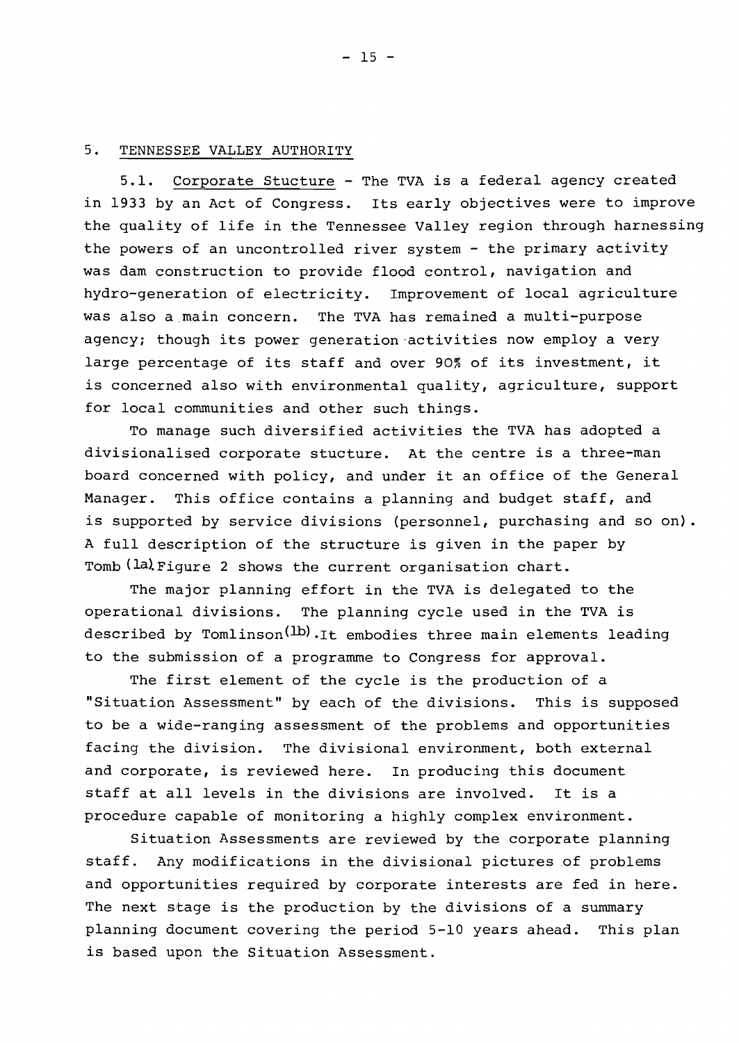## 5. TENNESSEE VALLEY AUTHORITY

5.1. Corporate Stucture - The TVA is a federal agency created in 1933 by an Act of Congress. Its early objectives were to improve the quality of life in the Tennessee Valley region through harnessing the powers of an uncontrolled river system - the primary activity was dam construction to provide flood control, navigation and hydro-generation of electricity. Improvement of local agriculture was also a main concern. The TVA has remained a multi-purpose agency; though its power generation activities now employ a very large percentage of its staff and over 90% of its investment, it is concerned also with environmental quality, agriculture, support for local communities and other such things.

To manage such diversified activities the TVA has adopted a divisionalised corporate stucture. At the centre is a three-man board concerned with policy, and under it an office of the General Manager. This office contains a planning and budget staff, and is supported by service divisions (personnel, purchasing and so on). A full description of the structure is given in the paper by Tomb [1a]. Figure 2 shows the current organisation chart.

The major planning effort in the TVA is delegated to the operational divisions. The planning cycle used in the TVA is described by Tomlinson [1b]. It embodies three main elements leading to the submission of a programme to Congress for approval.

The first element of the cycle is the production of a "Situation Assessment" by each of the divisions. This is supposed to be a wide-ranging assessment of the problems and opportunities facing the division. The divisional environment, both external and corporate, is reviewed here. In producing this document staff at all levels in the divisions are involved. It is a procedure capable of monitoring a highly complex environment.

Situation Assessments are reviewed by the corporate planning staff. Any modifications in the divisional pictures of problems and opportunities required by corporate interests are fed in here. The next stage is the production by the divisions of a summary planning document covering the period 5-10 years ahead. This plan is based upon the Situation Assessment.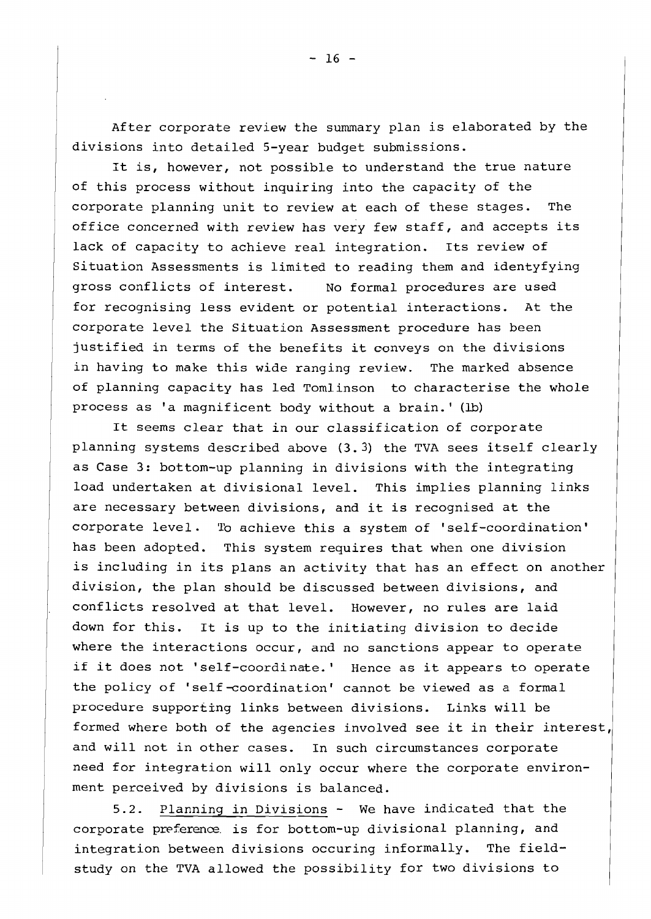After corporate review the summary plan is elaborated by the divisions into detailed 5-year budget submissions.

It is, however, not possible to understand the true nature of this process without inquiring into the capacity of the corporate planning unit to review at each of these stages. The office concerned with review has very few staff, and accepts its lack of capacity to achieve real integration. Its review of Situation Assessments is limited to reading them and identyfying gross conflicts of interest. No formal procedures are used for recognising less evident or potential interactions. At the corporate level the Situation Assessment procedure has been justified in terms of the benefits it conveys on the divisions in having to make this wide ranging review. The marked absence of planning capacity has led Tomlinson to characterise the whole process as 'a magnificent body without a brain.' (1b)

It seems clear that in our classification of corporate planning systems described above (3.3) the TVA sees itself clearly as Case 3: bottom-up planning in divisions with the integrating load undertaken at divisional level. This implies planning links are necessary between divisions, and it is recognised at the corporate level. To achieve this a system of 'self-coordination' has been adopted. This system requires that when one division is including in its plans an activity that has an effect on another division, the plan should be discussed between divisions, and conflicts resolved at that level. However, no rules are laid down for this. It is up to the initiating division to decide where the interactions occur, and no sanctions appear to operate if it does not 'self-coordinate.' Hence as it appears to operate the policy of 'self-coordination' cannot be viewed as a formal procedure supporting links between divisions. Links will be formed where both of the agencies involved see it in their interest, and will not in other cases. In such circumstances corporate need for integration will only occur where the corporate environment perceived by divisions is balanced.

5.2. Planning in Divisions - We have indicated that the corporate preference is for bottom-up divisional planning, and integration between divisions occuring informally. The field-study on the TVA allowed the possibility for two divisions to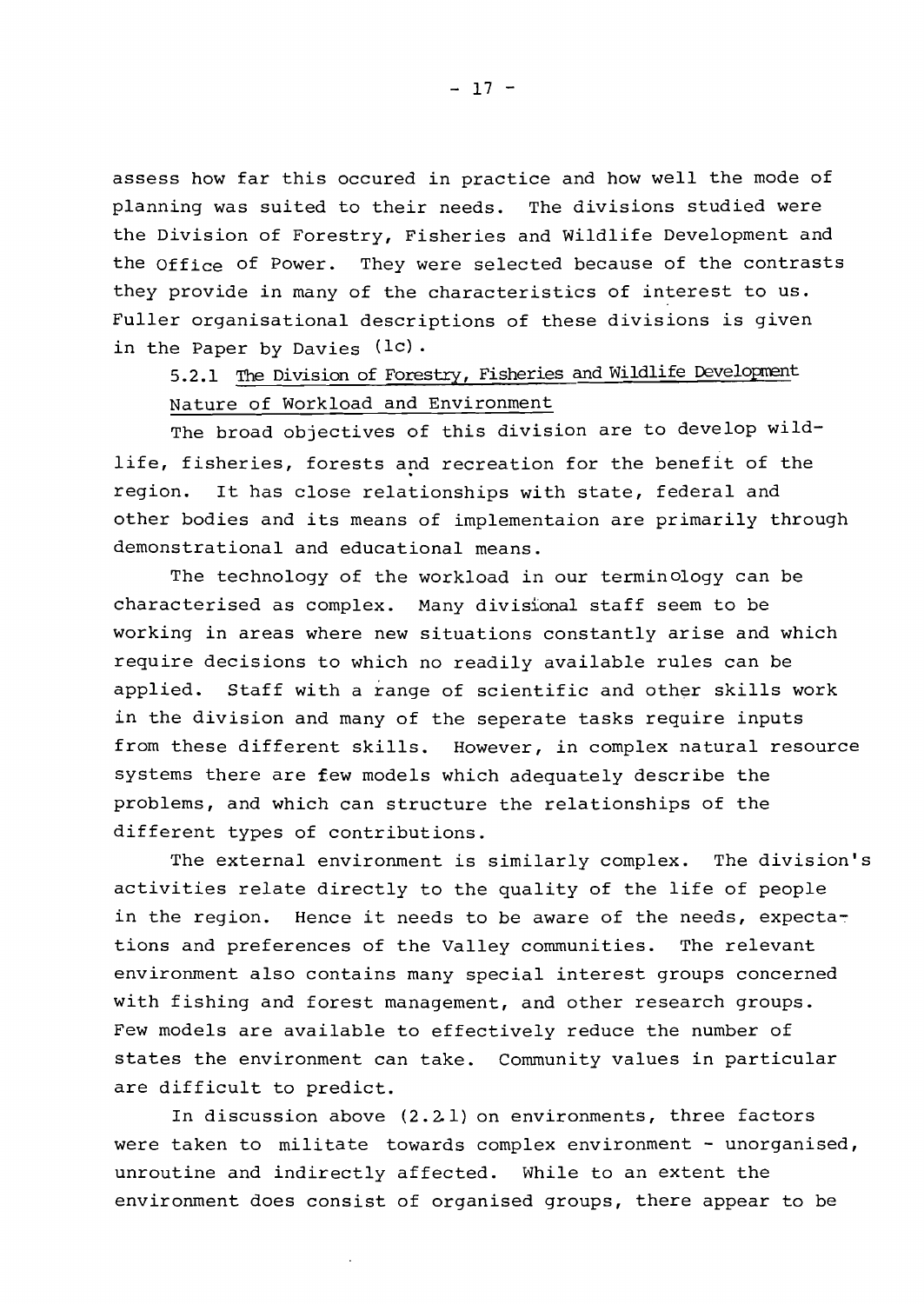assess how far this occured in practice and how well the mode of planning was suited to their needs. The divisions studied were the Division of Forestry, Fisheries and Wildlife Development and the Office of Power. They were selected because of the contrasts they provide in many of the characteristics of interest to us. Fuller organisational descriptions of these divisions is given in the Paper by Davies (1c).

### 5.2.1 The Division of Forestry, Fisheries and Wildlife Development

#### Nature of Workload and Environment

The broad objectives of this division are to develop wildlife, fisheries, forests and recreation for the benefit of the region. It has close relationships with state, federal and other bodies and its means of implementaion are primarily through demonstrational and educational means.

The technology of the workload in our terminology can be characterised as complex. Many divisional staff seem to be working in areas where new situations constantly arise and which require decisions to which no readily available rules can be applied. Staff with a range of scientific and other skills work in the division and many of the seperate tasks require inputs from these different skills. However, in complex natural resource systems there are few models which adequately describe the problems, and which can structure the relationships of the different types of contributions.

The external environment is similarly complex. The division's activities relate directly to the quality of the life of people in the region. Hence it needs to be aware of the needs, expectations and preferences of the Valley communities. The relevant environment also contains many special interest groups concerned with fishing and forest management, and other research groups. Few models are available to effectively reduce the number of states the environment can take. Community values in particular are difficult to predict.

In discussion above (2.2.1) on environments, three factors were taken to militate towards complex environment - unorganised, unroutine and indirectly affected. While to an extent the environment does consist of organised groups, there appear to be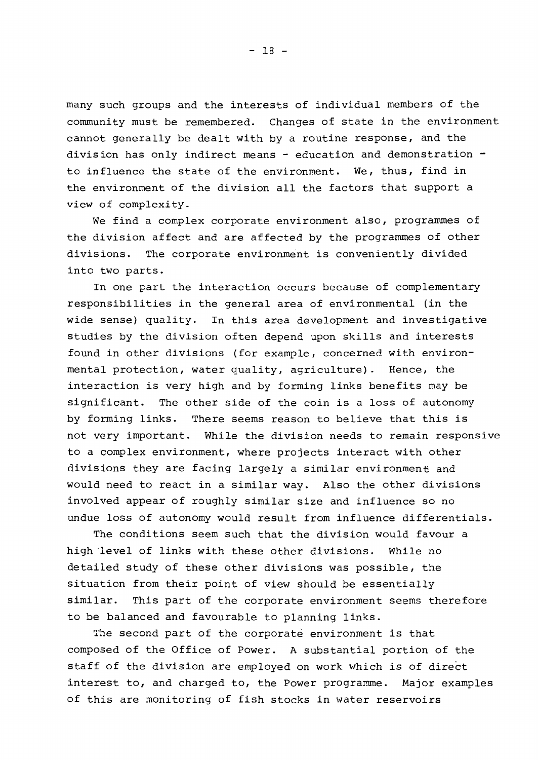many such groups and the interests of individual members of the community must be remembered. Changes of state in the environment cannot generally be dealt with by a routine response, and the division has only indirect means - education and demonstration - to influence the state of the environment. We, thus, find in the environment of the division all the factors that support a view of complexity.

We find a complex corporate environment also, programmes of the division affect and are affected by the programmes of other divisions. The corporate environment is conveniently divided into two parts.

In one part the interaction occurs because of complementary responsibilities in the general area of environmental (in the wide sense) quality. In this area development and investigative studies by the division often depend upon skills and interests found in other divisions (for example, concerned with environmental protection, water quality, agriculture). Hence, the interaction is very high and by forming links benefits may be significant. The other side of the coin is a loss of autonomy by forming links. There seems reason to believe that this is not very important. While the division needs to remain responsive to a complex environment, where projects interact with other divisions they are facing largely a similar environment and would need to react in a similar way. Also the other divisions involved appear of roughly similar size and influence so no undue loss of autonomy would result from influence differentials.

The conditions seem such that the division would favour a high level of links with these other divisions. While no detailed study of these other divisions was possible, the situation from their point of view should be essentially similar. This part of the corporate environment seems therefore to be balanced and favourable to planning links.

The second part of the corporate environment is that composed of the Office of Power. A substantial portion of the staff of the division are employed on work which is of direct interest to, and charged to, the Power programme. Major examples of this are monitoring of fish stocks in water reservoirs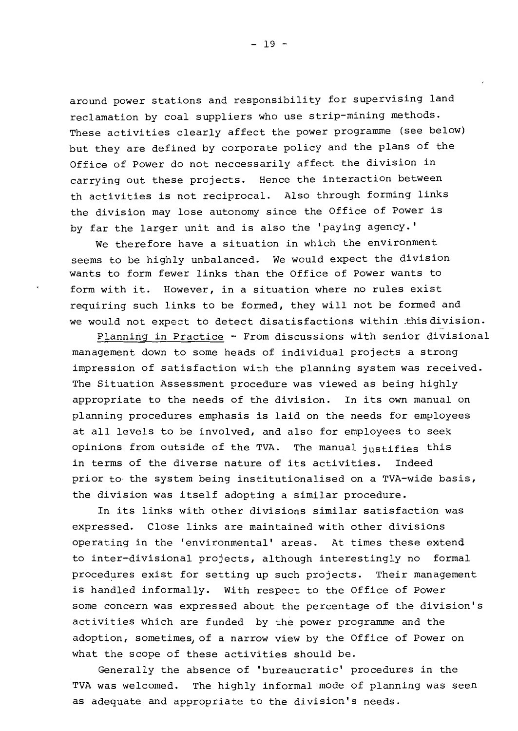around power stations and responsibility for supervising land reclamation by coal suppliers who use strip-mining methods. These activities clearly affect the power programme (see below) but they are defined by corporate policy and the plans of the Office of Power do not neccessarily affect the division in carrying out these projects. Hence the interaction between th activities is not reciprocal. Also through forming links the division may lose autonomy since the Office of Power is by far the larger unit and is also the 'paying agency.'

We therefore have a situation in which the environment seems to be highly unbalanced. We would expect the division wants to form fewer links than the Office of Power wants to form with it. However, in a situation where no rules exist requiring such links to be formed, they will not be formed and we would not expect to detect disatisfactions within this division.

Planning in Practice - From discussions with senior divisional management down to some heads of individual projects a strong impression of satisfaction with the planning system was received. The Situation Assessment procedure was viewed as being highly appropriate to the needs of the division. In its own manual on planning procedures emphasis is laid on the needs for employees at all levels to be involved, and also for employees to seek opinions from outside of the TVA. The manual justifies this in terms of the diverse nature of its activities. Indeed prior to the system being institutionalised on a TVA-wide basis, the division was itself adopting a similar procedure.

In its links with other divisions similar satisfaction was expressed. Close links are maintained with other divisions operating in the 'environmental' areas. At times these extend to inter-divisional projects, although interestingly no formal procedures exist for setting up such projects. Their management is handled informally. With respect to the Office of Power some concern was expressed about the percentage of the division's activities which are funded by the power programme and the adoption, sometimes, of a narrow view by the Office of Power on what the scope of these activities should be.

Generally the absence of 'bureaucratic' procedures in the TVA was welcomed. The highly informal mode of planning was seen as adequate and appropriate to the division's needs.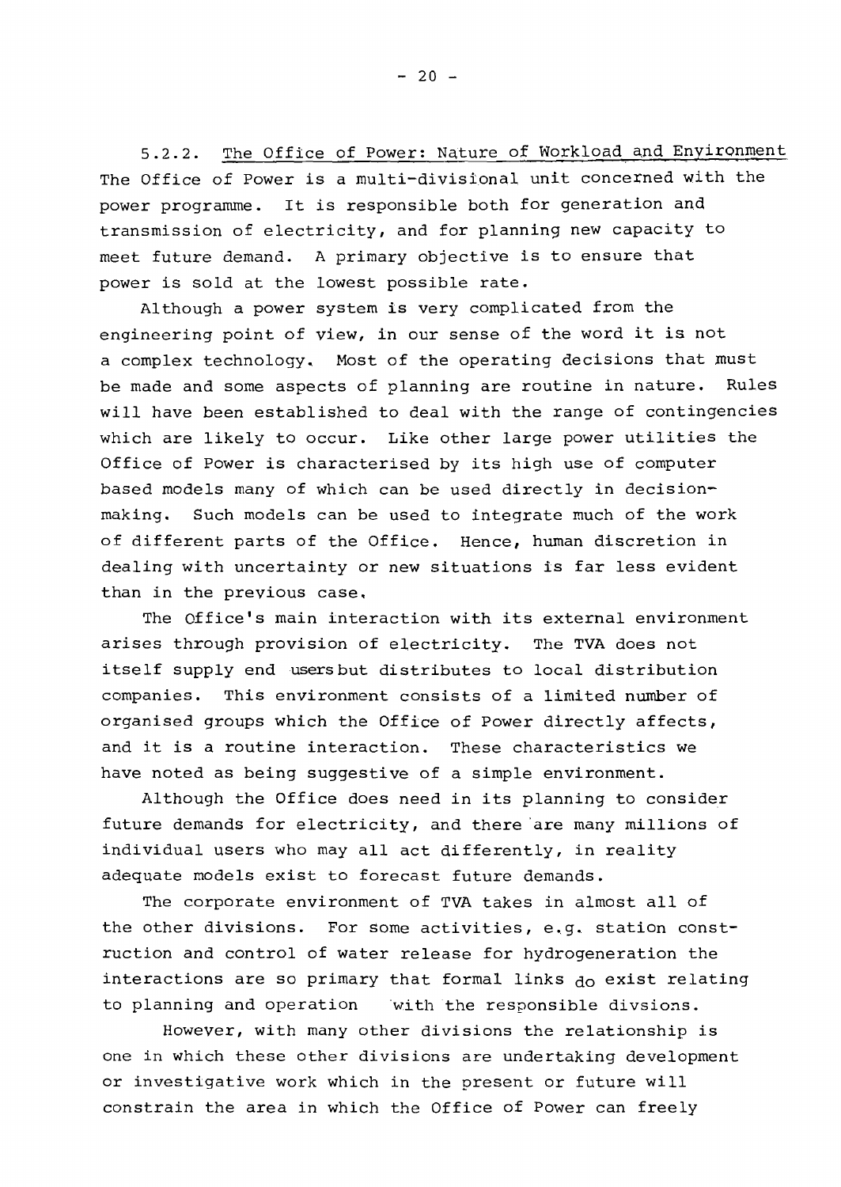5.2.2. <u>The Office of Power: Nature of Workload and Environment</u>
The Office of Power is a multi-divisional unit concerned with the power programme. It is responsible both for generation and transmission of electricity, and for planning new capacity to meet future demand. A primary objective is to ensure that power is sold at the lowest possible rate.

Although a power system is very complicated from the engineering point of view, in our sense of the word it is not a complex technology. Most of the operating decisions that must be made and some aspects of planning are routine in nature. Rules will have been established to deal with the range of contingencies which are likely to occur. Like other large power utilities the Office of Power is characterised by its high use of computer based models many of which can be used directly in decision-making. Such models can be used to integrate much of the work of different parts of the Office. Hence, human discretion in dealing with uncertainty or new situations is far less evident than in the previous case.

The Office's main interaction with its external environment arises through provision of electricity. The TVA does not itself supply end users but distributes to local distribution companies. This environment consists of a limited number of organised groups which the Office of Power directly affects, and it is a routine interaction. These characteristics we have noted as being suggestive of a simple environment.

Although the Office does need in its planning to consider future demands for electricity, and there are many millions of individual users who may all act differently, in reality adequate models exist to forecast future demands.

The corporate environment of TVA takes in almost all of the other divisions. For some activities, e.g. station construction and control of water release for hydrogeneration the interactions are so primary that formal links do exist relating to planning and operation with the responsible divsions.

However, with many other divisions the relationship is one in which these other divisions are undertaking development or investigative work which in the present or future will constrain the area in which the Office of Power can freely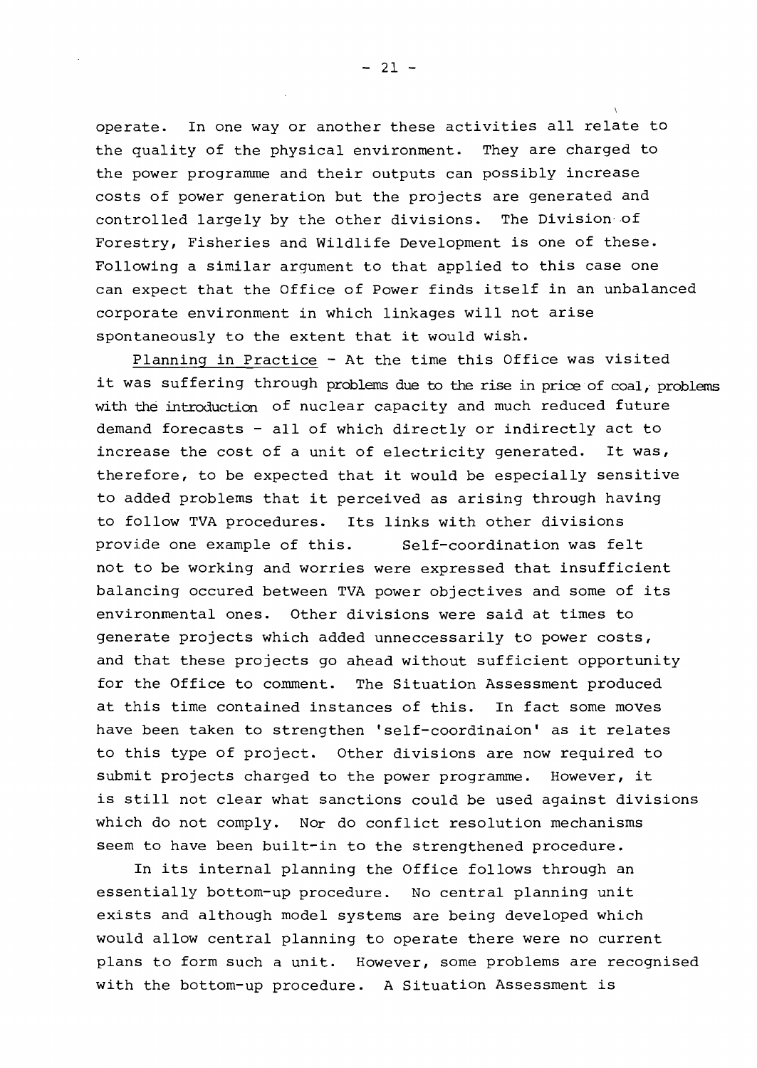operate. In one way or another these activities all relate to the quality of the physical environment. They are charged to the power programme and their outputs can possibly increase costs of power generation but the projects are generated and controlled largely by the other divisions. The Division of Forestry, Fisheries and Wildlife Development is one of these. Following a similar argument to that applied to this case one can expect that the Office of Power finds itself in an unbalanced corporate environment in which linkages will not arise spontaneously to the extent that it would wish.

Planning in Practice - At the time this Office was visited it was suffering through problems due to the rise in price of coal, problems with the introduction of nuclear capacity and much reduced future demand forecasts - all of which directly or indirectly act to increase the cost of a unit of electricity generated. It was, therefore, to be expected that it would be especially sensitive to added problems that it perceived as arising through having to follow TVA procedures. Its links with other divisions provide one example of this. Self-coordination was felt not to be working and worries were expressed that insufficient balancing occured between TVA power objectives and some of its environmental ones. Other divisions were said at times to generate projects which added unneccessarily to power costs, and that these projects go ahead without sufficient opportunity for the Office to comment. The Situation Assessment produced at this time contained instances of this. In fact some moves have been taken to strengthen 'self-coordinaion' as it relates to this type of project. Other divisions are now required to submit projects charged to the power programme. However, it is still not clear what sanctions could be used against divisions which do not comply. Nor do conflict resolution mechanisms seem to have been built-in to the strengthened procedure.

In its internal planning the Office follows through an essentially bottom-up procedure. No central planning unit exists and although model systems are being developed which would allow central planning to operate there were no current plans to form such a unit. However, some problems are recognised with the bottom-up procedure. A Situation Assessment is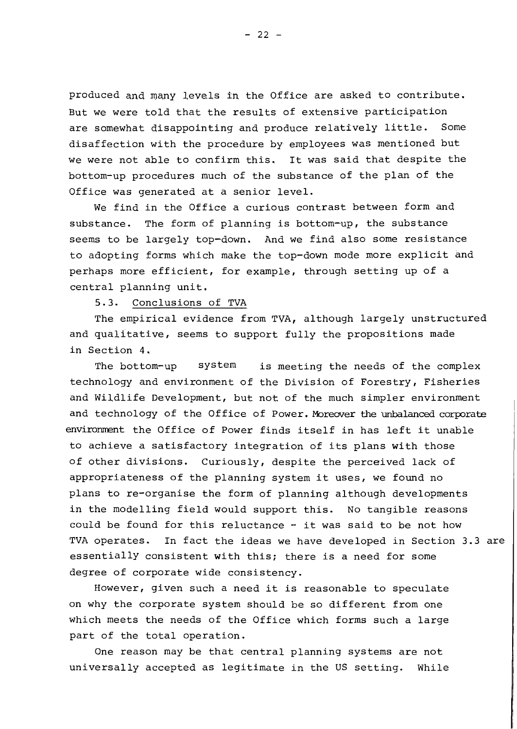produced and many levels in the Office are asked to contribute. But we were told that the results of extensive participation are somewhat disappointing and produce relatively little. Some disaffection with the procedure by employees was mentioned but we were not able to confirm this. It was said that despite the bottom-up procedures much of the substance of the plan of the Office was generated at a senior level.

We find in the Office a curious contrast between form and substance. The form of planning is bottom-up, the substance seems to be largely top-down. And we find also some resistance to adopting forms which make the top-down mode more explicit and perhaps more efficient, for example, through setting up of a central planning unit.

### 5.3. Conclusions of TVA

The empirical evidence from TVA, although largely unstructured and qualitative, seems to support fully the propositions made in Section 4.

The bottom-up system is meeting the needs of the complex technology and environment of the Division of Forestry, Fisheries and Wildlife Development, but not of the much simpler environment and technology of the Office of Power. Moreover the unbalanced corporate environment the Office of Power finds itself in has left it unable to achieve a satisfactory integration of its plans with those of other divisions. Curiously, despite the perceived lack of appropriateness of the planning system it uses, we found no plans to re-organise the form of planning although developments in the modelling field would support this. No tangible reasons could be found for this reluctance - it was said to be not how TVA operates. In fact the ideas we have developed in Section 3.3 are essentially consistent with this; there is a need for some degree of corporate wide consistency.

However, given such a need it is reasonable to speculate on why the corporate system should be so different from one which meets the needs of the Office which forms such a large part of the total operation.

One reason may be that central planning systems are not universally accepted as legitimate in the US setting. While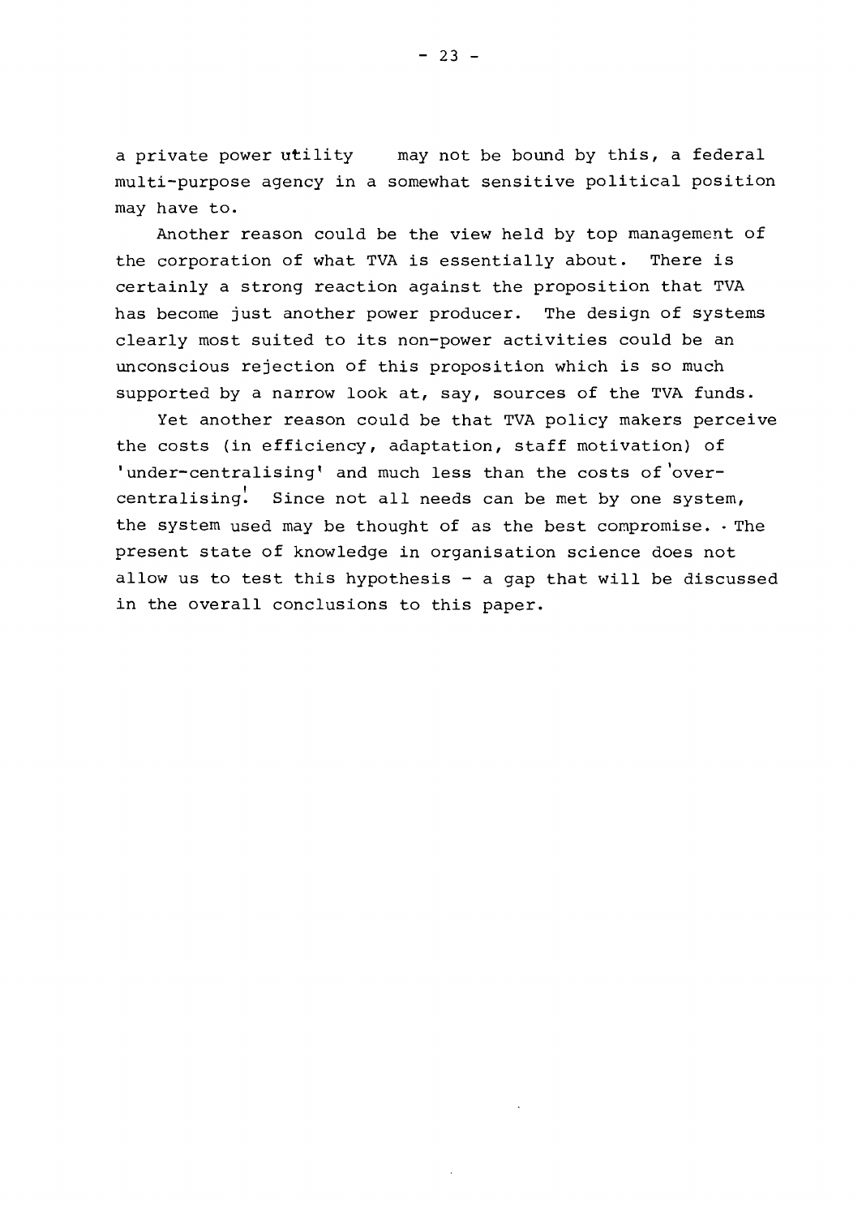a private power utility may not be bound by this, a federal multi-purpose agency in a somewhat sensitive political position may have to.

Another reason could be the view held by top management of the corporation of what TVA is essentially about. There is certainly a strong reaction against the proposition that TVA has become just another power producer. The design of systems clearly most suited to its non-power activities could be an unconscious rejection of this proposition which is so much supported by a narrow look at, say, sources of the TVA funds.

Yet another reason could be that TVA policy makers perceive the costs (in efficiency, adaptation, staff motivation) of 'under-centralising' and much less than the costs of 'over-centralising'. Since not all needs can be met by one system, the system used may be thought of as the best compromise. The present state of knowledge in organisation science does not allow us to test this hypothesis - a gap that will be discussed in the overall conclusions to this paper.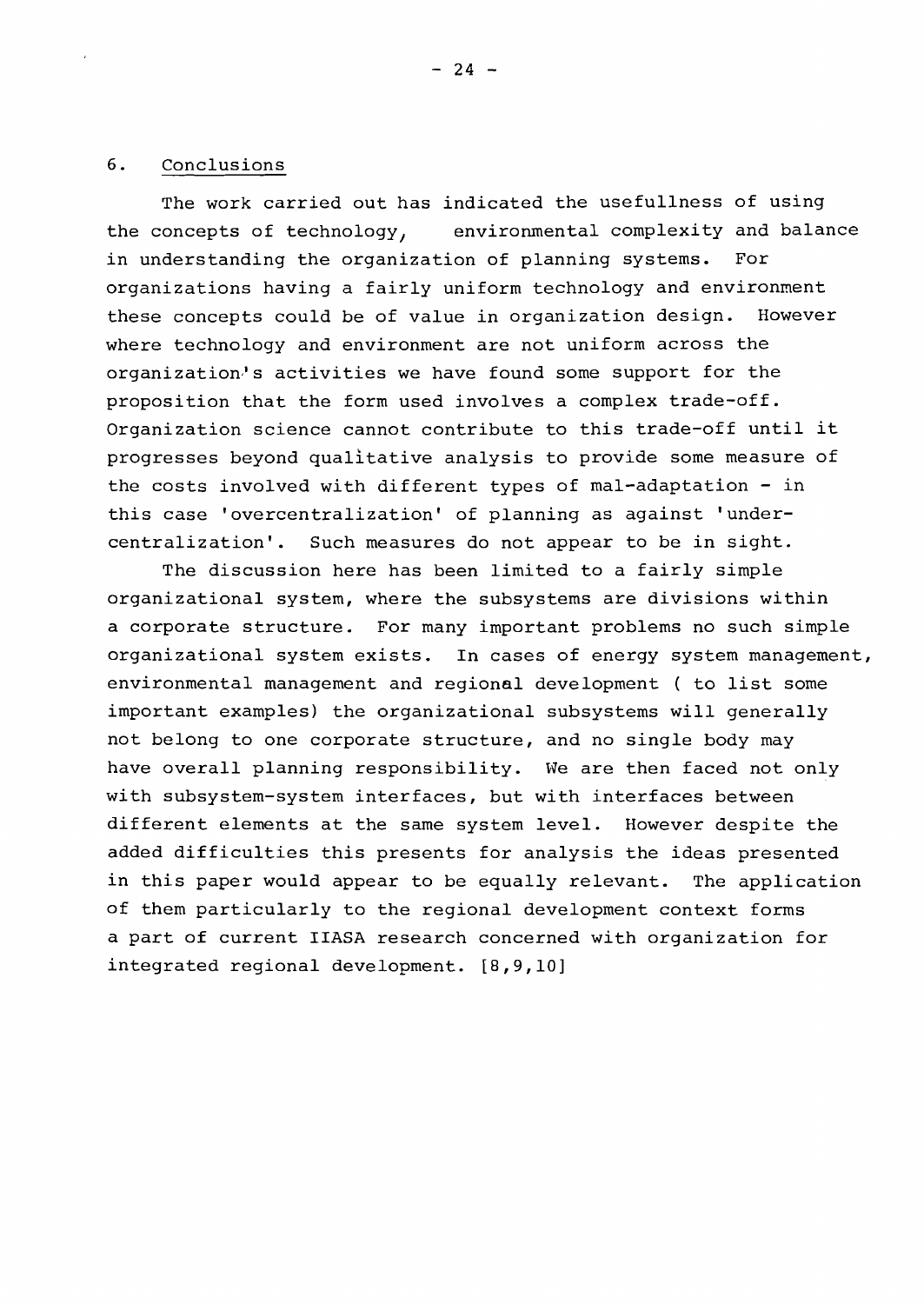## 6. Conclusions

The work carried out has indicated the usefullness of using the concepts of technology, environmental complexity and balance in understanding the organization of planning systems. For organizations having a fairly uniform technology and environment these concepts could be of value in organization design. However where technology and environment are not uniform across the organization's activities we have found some support for the proposition that the form used involves a complex trade-off. Organization science cannot contribute to this trade-off until it progresses beyond qualitative analysis to provide some measure of the costs involved with different types of mal-adaptation - in this case 'overcentralization' of planning as against 'undercentralization'. Such measures do not appear to be in sight.

The discussion here has been limited to a fairly simple organizational system, where the subsystems are divisions within a corporate structure. For many important problems no such simple organizational system exists. In cases of energy system management, environmental management and regional development ( to list some important examples) the organizational subsystems will generally not belong to one corporate structure, and no single body may have overall planning responsibility. We are then faced not only with subsystem-system interfaces, but with interfaces between different elements at the same system level. However despite the added difficulties this presents for analysis the ideas presented in this paper would appear to be equally relevant. The application of them particularly to the regional development context forms a part of current IIASA research concerned with organization for integrated regional development. [8,9,10]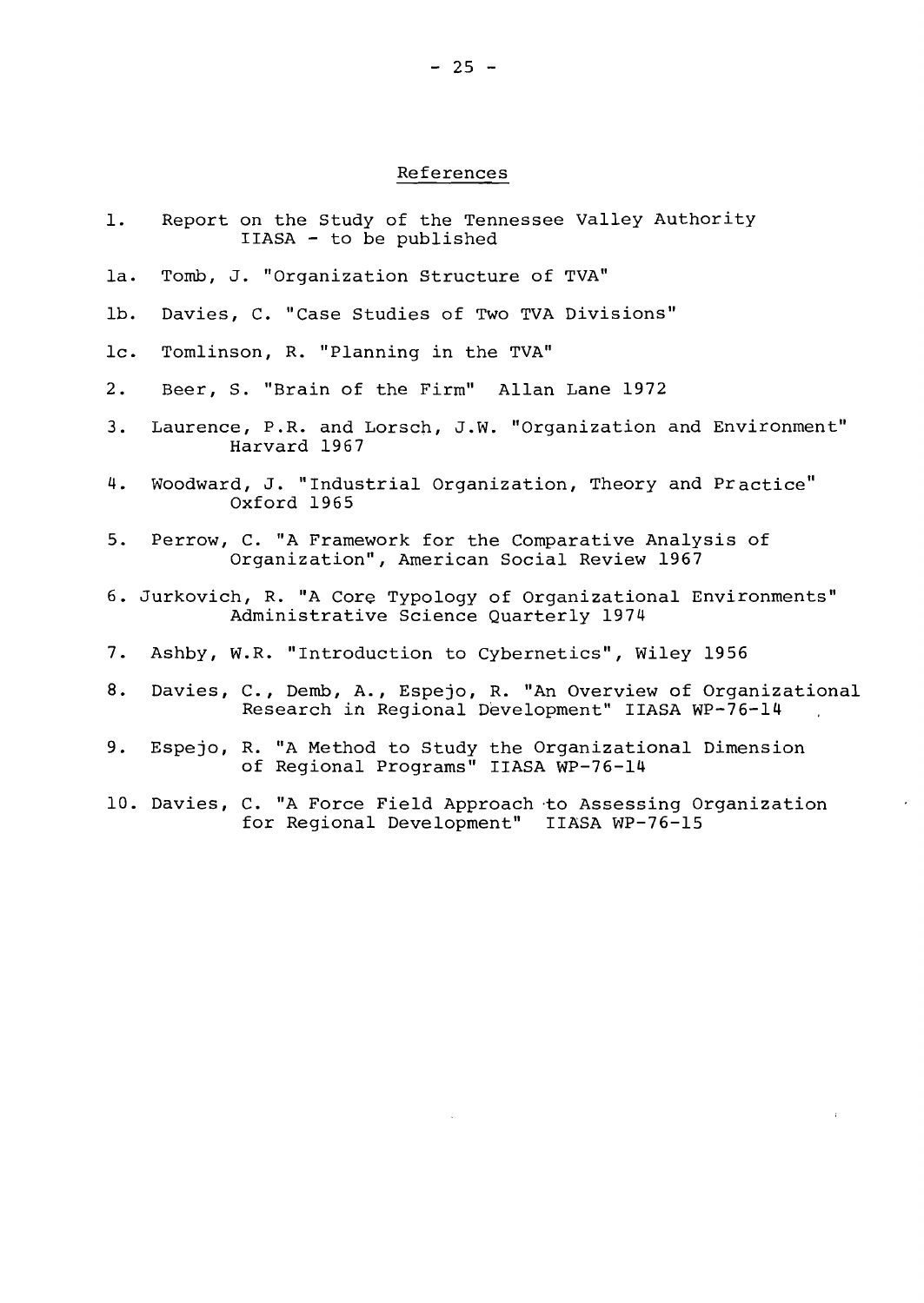# References

1. Report on the Study of the Tennessee Valley Authority IIASA - to be published

1a. Tomb, J. "Organization Structure of TVA"

1b. Davies, C. "Case Studies of Two TVA Divisions"

1c. Tomlinson, R. "Planning in the TVA"

2. Beer, S. "Brain of the Firm" Allan Lane 1972

3. Laurence, P.R. and Lorsch, J.W. "Organization and Environment" Harvard 1967

4. Woodward, J. "Industrial Organization, Theory and Practice" Oxford 1965

5. Perrow, C. "A Framework for the Comparative Analysis of Organization", American Social Review 1967

6. Jurkovich, R. "A Core Typology of Organizational Environments" Administrative Science Quarterly 1974

7. Ashby, W.R. "Introduction to Cybernetics", Wiley 1956

8. Davies, C., Demb, A., Espejo, R. "An Overview of Organizational Research in Regional Development" IIASA WP-76-14

9. Espejo, R. "A Method to Study the Organizational Dimension of Regional Programs" IIASA WP-76-14

10. Davies, C. "A Force Field Approach to Assessing Organization for Regional Development" IIASA WP-76-15